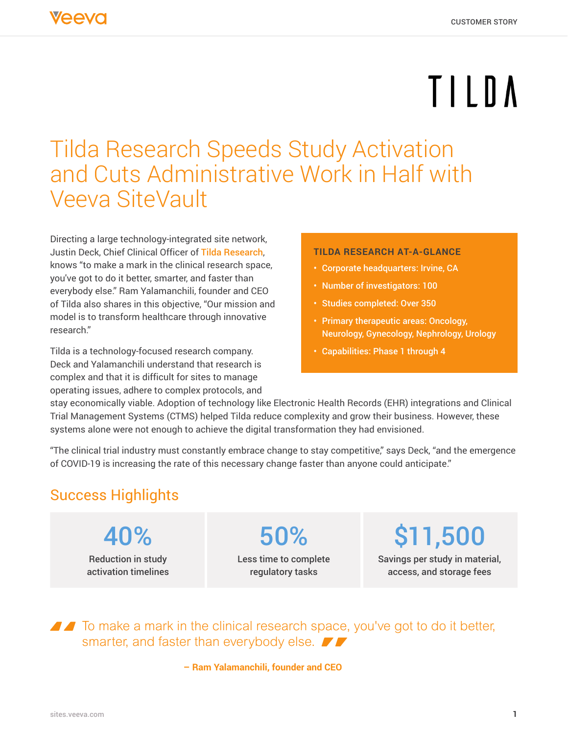CUSTOMER STORY

TILDA

# Tilda Research Speeds Study Activation and Cuts Administrative Work in Half with Veeva SiteVault

Directing a large technology-integrated site network, Justin Deck, Chief Clinical Officer of Tilda Research, knows "to make a mark in the clinical research space, you've got to do it better, smarter, and faster than everybody else." Ram Yalamanchili, founder and CEO of Tilda also shares in this objective, "Our mission and model is to transform healthcare through innovative research."

**TILDA RESEARCH AT-A-GLANCE**

- Corporate headquarters: Irvine, CA
- Number of investigators: 100
- Studies completed: Over 350
- Primary therapeutic areas: Oncology, Neurology, Gynecology, Nephrology, Urology
- Capabilities: Phase 1 through 4

Tilda is a technology-focused research company. Deck and Yalamanchili understand that research is complex and that it is difficult for sites to manage operating issues, adhere to complex protocols, and stay economically viable. Adoption of technology like Electronic Health Records (EHR) integrations and Clinical Trial Management Systems (CTMS) helped Tilda reduce complexity and grow their business. However, these systems alone were not enough to achieve the digital transformation they had envisioned.

"The clinical trial industry must constantly embrace change to stay competitive," says Deck, "and the emergence of COVID-19 is increasing the rate of this necessary change faster than anyone could anticipate."

## Success Highlights

| 40% | 50% | $11,500 |
|---|---|---|
| Reduction in study activation timelines | Less time to complete regulatory tasks | Savings per study in material, access, and storage fees |

> To make a mark in the clinical research space, you've got to do it better, smarter, and faster than everybody else.
>
> **– Ram Yalamanchili, founder and CEO**

sites.veeva.com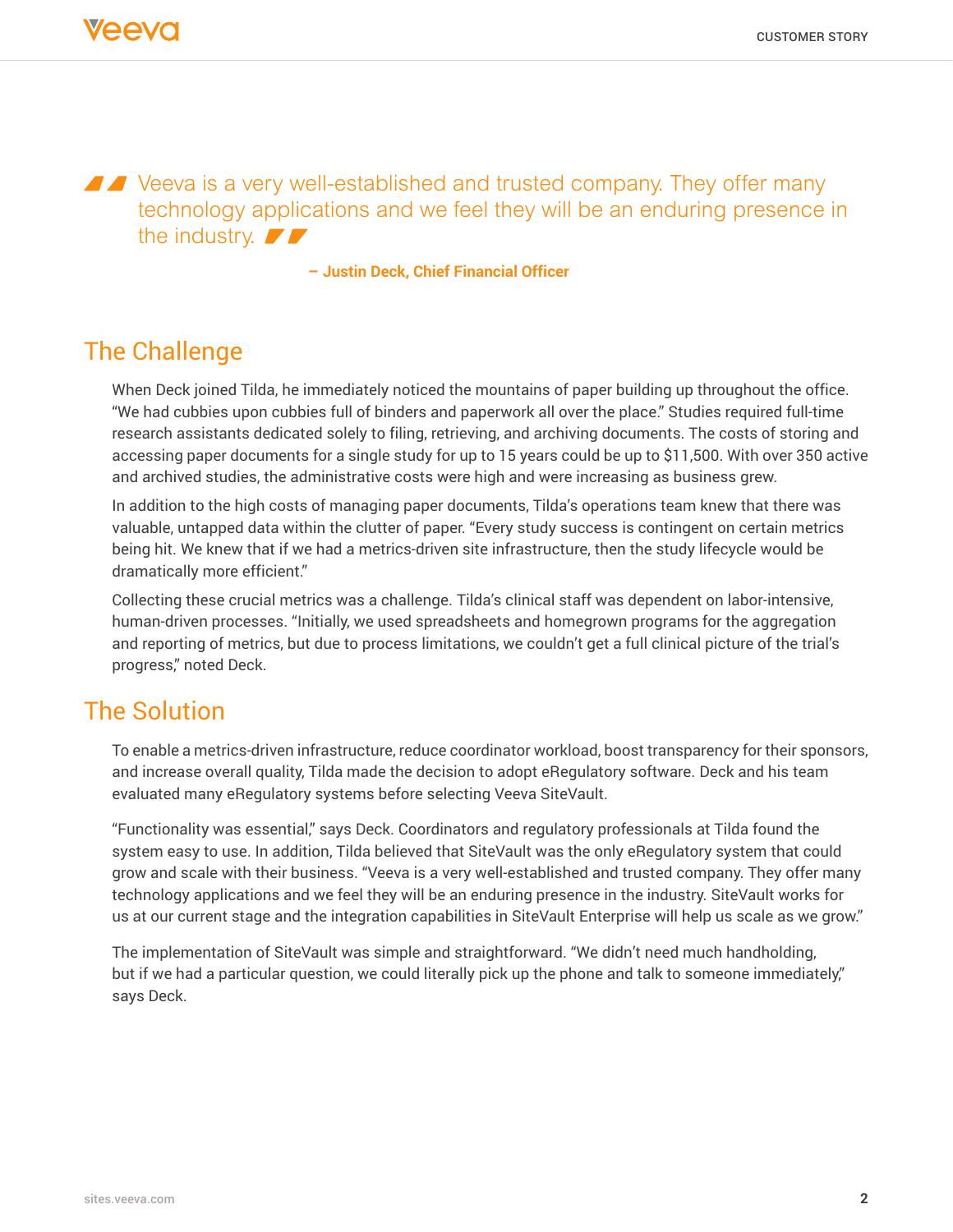> Veeva is a very well-established and trusted company. They offer many technology applications and we feel they will be an enduring presence in the industry.
>
> **– Justin Deck, Chief Financial Officer**

## The Challenge

When Deck joined Tilda, he immediately noticed the mountains of paper building up throughout the office. “We had cubbies upon cubbies full of binders and paperwork all over the place.” Studies required full-time research assistants dedicated solely to filing, retrieving, and archiving documents. The costs of storing and accessing paper documents for a single study for up to 15 years could be up to $11,500. With over 350 active and archived studies, the administrative costs were high and were increasing as business grew.

In addition to the high costs of managing paper documents, Tilda’s operations team knew that there was valuable, untapped data within the clutter of paper. “Every study success is contingent on certain metrics being hit. We knew that if we had a metrics-driven site infrastructure, then the study lifecycle would be dramatically more efficient.”

Collecting these crucial metrics was a challenge. Tilda’s clinical staff was dependent on labor-intensive, human-driven processes. “Initially, we used spreadsheets and homegrown programs for the aggregation and reporting of metrics, but due to process limitations, we couldn’t get a full clinical picture of the trial’s progress,” noted Deck.

## The Solution

To enable a metrics-driven infrastructure, reduce coordinator workload, boost transparency for their sponsors, and increase overall quality, Tilda made the decision to adopt eRegulatory software. Deck and his team evaluated many eRegulatory systems before selecting Veeva SiteVault.

“Functionality was essential,” says Deck. Coordinators and regulatory professionals at Tilda found the system easy to use. In addition, Tilda believed that SiteVault was the only eRegulatory system that could grow and scale with their business. “Veeva is a very well-established and trusted company. They offer many technology applications and we feel they will be an enduring presence in the industry. SiteVault works for us at our current stage and the integration capabilities in SiteVault Enterprise will help us scale as we grow.”

The implementation of SiteVault was simple and straightforward. “We didn’t need much handholding, but if we had a particular question, we could literally pick up the phone and talk to someone immediately,” says Deck.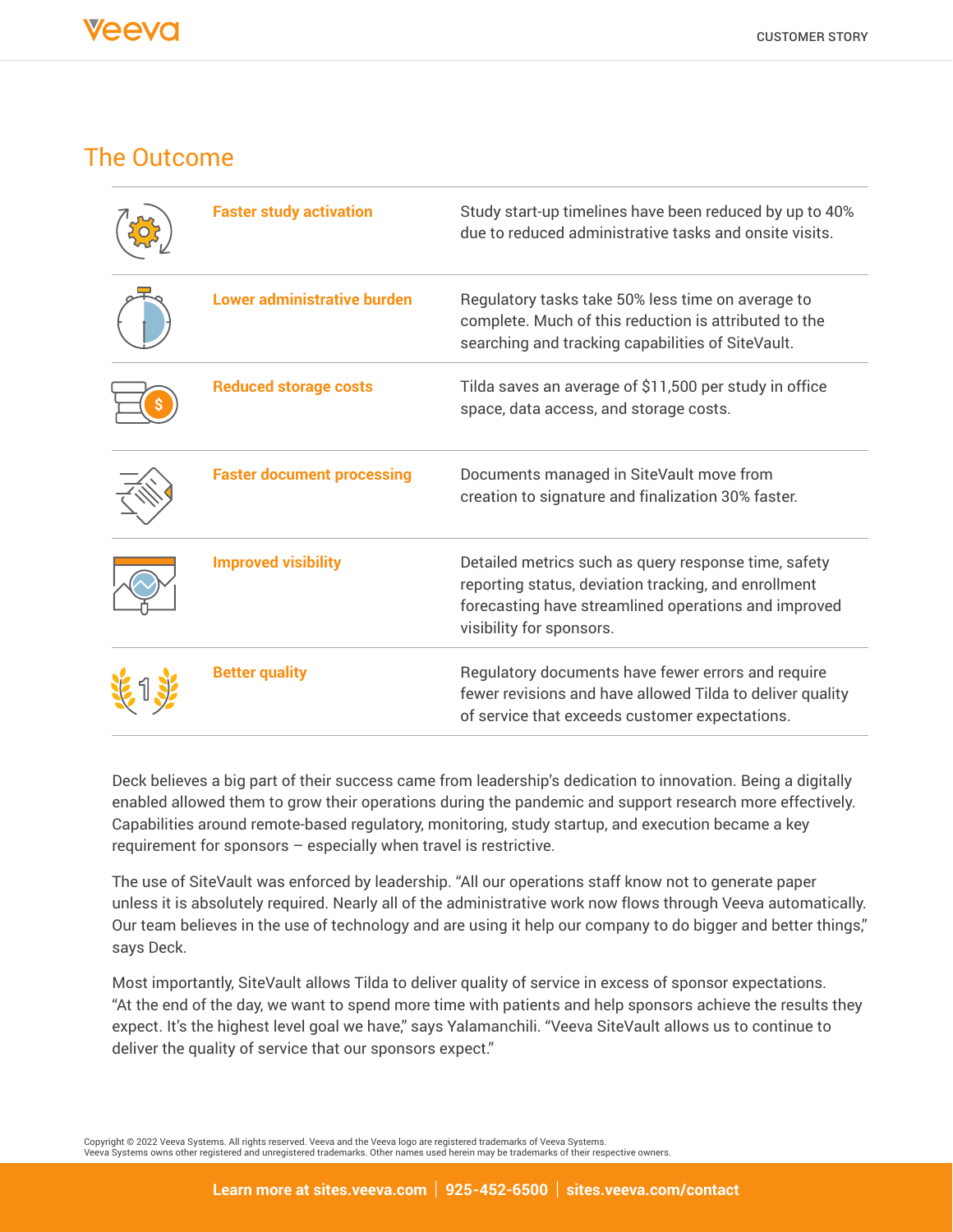## The Outcome

| | | |
|---|---|---|
| | **Faster study activation** | Study start-up timelines have been reduced by up to 40% due to reduced administrative tasks and onsite visits. |
| | **Lower administrative burden** | Regulatory tasks take 50% less time on average to complete. Much of this reduction is attributed to the searching and tracking capabilities of SiteVault. |
| | **Reduced storage costs** | Tilda saves an average of $11,500 per study in office space, data access, and storage costs. |
| | **Faster document processing** | Documents managed in SiteVault move from creation to signature and finalization 30% faster. |
| | **Improved visibility** | Detailed metrics such as query response time, safety reporting status, deviation tracking, and enrollment forecasting have streamlined operations and improved visibility for sponsors. |
| | **Better quality** | Regulatory documents have fewer errors and require fewer revisions and have allowed Tilda to deliver quality of service that exceeds customer expectations. |

Deck believes a big part of their success came from leadership's dedication to innovation. Being a digitally enabled allowed them to grow their operations during the pandemic and support research more effectively. Capabilities around remote-based regulatory, monitoring, study startup, and execution became a key requirement for sponsors – especially when travel is restrictive.

The use of SiteVault was enforced by leadership. "All our operations staff know not to generate paper unless it is absolutely required. Nearly all of the administrative work now flows through Veeva automatically. Our team believes in the use of technology and are using it help our company to do bigger and better things," says Deck.

Most importantly, SiteVault allows Tilda to deliver quality of service in excess of sponsor expectations. "At the end of the day, we want to spend more time with patients and help sponsors achieve the results they expect. It's the highest level goal we have," says Yalamanchili. "Veeva SiteVault allows us to continue to deliver the quality of service that our sponsors expect."

Copyright © 2022 Veeva Systems. All rights reserved. Veeva and the Veeva logo are registered trademarks of Veeva Systems. Veeva Systems owns other registered and unregistered trademarks. Other names used herein may be trademarks of their respective owners.

**Learn more at sites.veeva.com | 925-452-6500 | sites.veeva.com/contact**